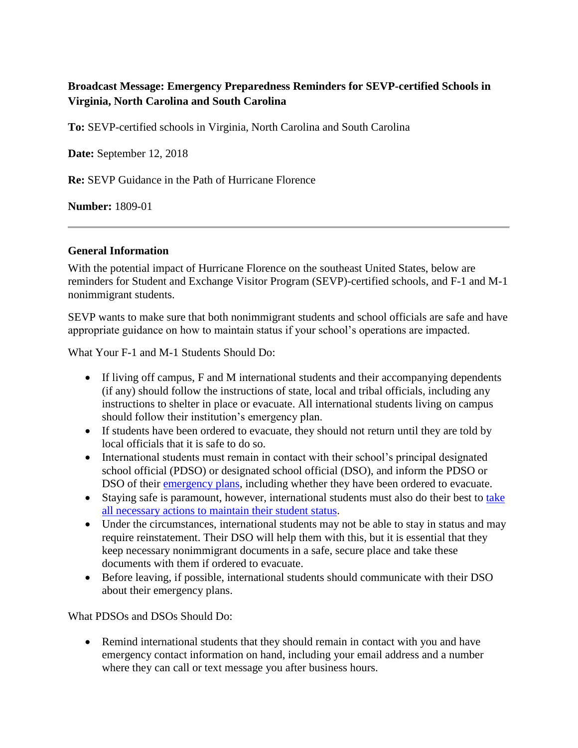**Broadcast Message: Emergency Preparedness Reminders for SEVP-certified Schools in Virginia, North Carolina and South Carolina**

**To:** SEVP-certified schools in Virginia, North Carolina and South Carolina

**Date:** September 12, 2018

**Re:** SEVP Guidance in the Path of Hurricane Florence

**Number:** 1809-01

---

## General Information

With the potential impact of Hurricane Florence on the southeast United States, below are reminders for Student and Exchange Visitor Program (SEVP)-certified schools, and F-1 and M-1 nonimmigrant students.

SEVP wants to make sure that both nonimmigrant students and school officials are safe and have appropriate guidance on how to maintain status if your school's operations are impacted.

What Your F-1 and M-1 Students Should Do:

- If living off campus, F and M international students and their accompanying dependents (if any) should follow the instructions of state, local and tribal officials, including any instructions to shelter in place or evacuate. All international students living on campus should follow their institution's emergency plan.
- If students have been ordered to evacuate, they should not return until they are told by local officials that it is safe to do so.
- International students must remain in contact with their school's principal designated school official (PDSO) or designated school official (DSO), and inform the PDSO or DSO of their emergency plans, including whether they have been ordered to evacuate.
- Staying safe is paramount, however, international students must also do their best to take all necessary actions to maintain their student status.
- Under the circumstances, international students may not be able to stay in status and may require reinstatement. Their DSO will help them with this, but it is essential that they keep necessary nonimmigrant documents in a safe, secure place and take these documents with them if ordered to evacuate.
- Before leaving, if possible, international students should communicate with their DSO about their emergency plans.

What PDSOs and DSOs Should Do:

- Remind international students that they should remain in contact with you and have emergency contact information on hand, including your email address and a number where they can call or text message you after business hours.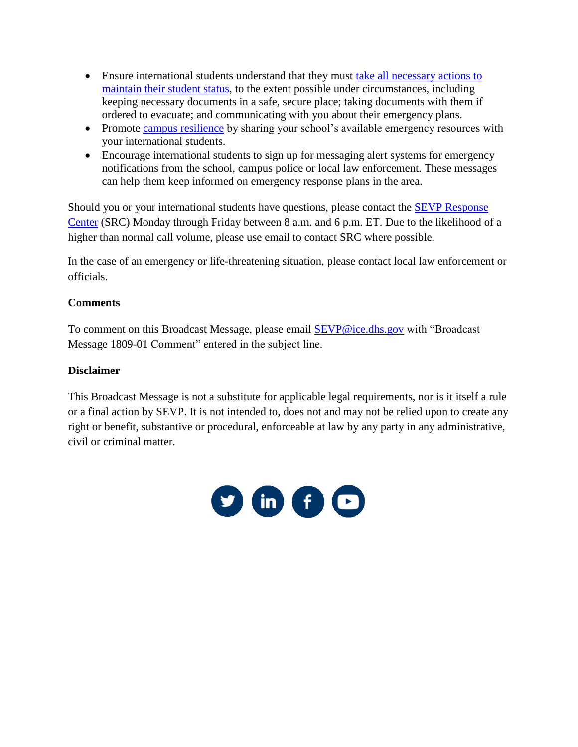- Ensure international students understand that they must take all necessary actions to maintain their student status, to the extent possible under circumstances, including keeping necessary documents in a safe, secure place; taking documents with them if ordered to evacuate; and communicating with you about their emergency plans.
- Promote campus resilience by sharing your school's available emergency resources with your international students.
- Encourage international students to sign up for messaging alert systems for emergency notifications from the school, campus police or local law enforcement. These messages can help them keep informed on emergency response plans in the area.

Should you or your international students have questions, please contact the SEVP Response Center (SRC) Monday through Friday between 8 a.m. and 6 p.m. ET. Due to the likelihood of a higher than normal call volume, please use email to contact SRC where possible.

In the case of an emergency or life-threatening situation, please contact local law enforcement or officials.

**Comments**

To comment on this Broadcast Message, please email SEVP@ice.dhs.gov with "Broadcast Message 1809-01 Comment" entered in the subject line.

**Disclaimer**

This Broadcast Message is not a substitute for applicable legal requirements, nor is it itself a rule or a final action by SEVP. It is not intended to, does not and may not be relied upon to create any right or benefit, substantive or procedural, enforceable at law by any party in any administrative, civil or criminal matter.